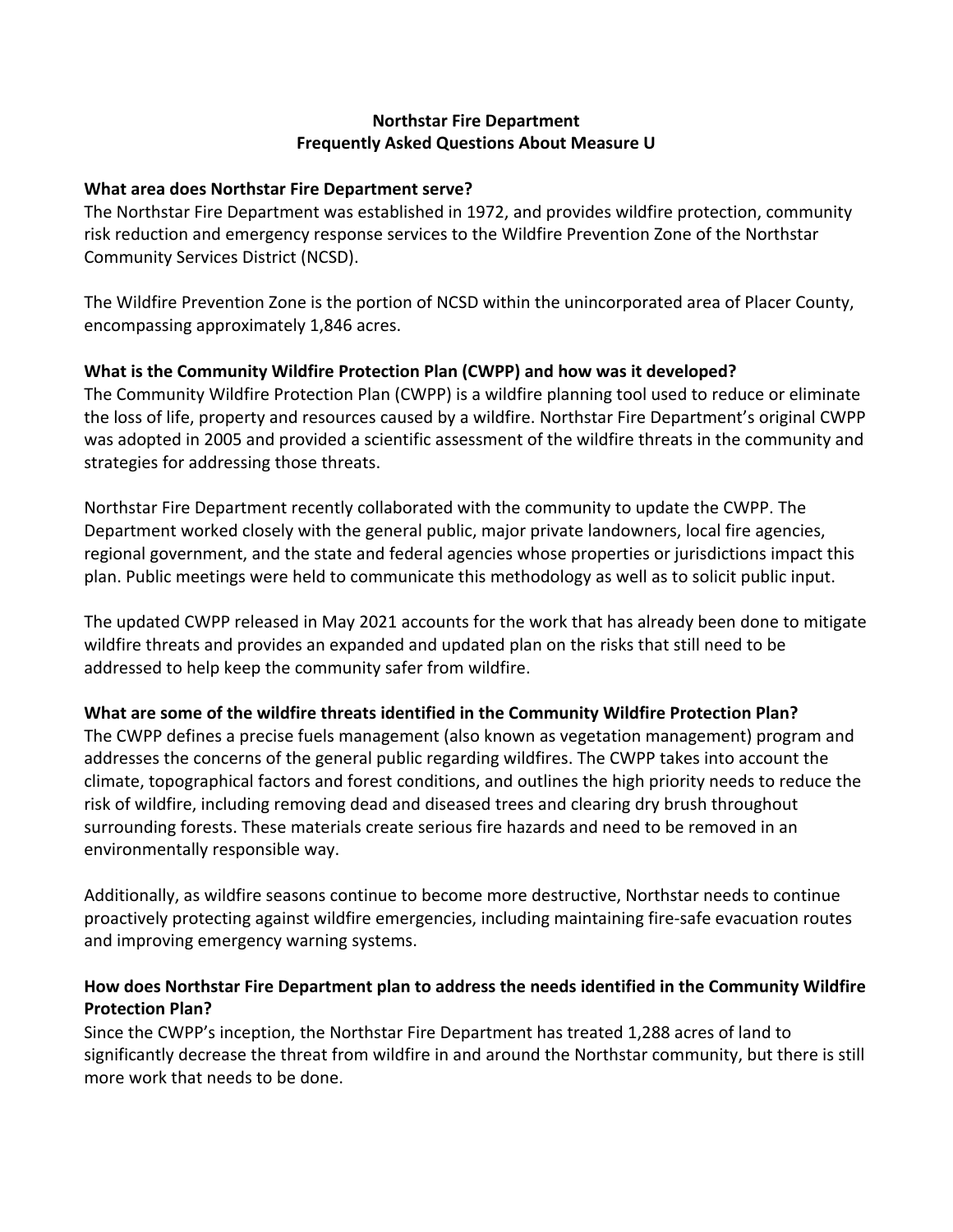# Northstar Fire Department
## Frequently Asked Questions About Measure U

### What area does Northstar Fire Department serve?

The Northstar Fire Department was established in 1972, and provides wildfire protection, community risk reduction and emergency response services to the Wildfire Prevention Zone of the Northstar Community Services District (NCSD).

The Wildfire Prevention Zone is the portion of NCSD within the unincorporated area of Placer County, encompassing approximately 1,846 acres.

### What is the Community Wildfire Protection Plan (CWPP) and how was it developed?

The Community Wildfire Protection Plan (CWPP) is a wildfire planning tool used to reduce or eliminate the loss of life, property and resources caused by a wildfire. Northstar Fire Department's original CWPP was adopted in 2005 and provided a scientific assessment of the wildfire threats in the community and strategies for addressing those threats.

Northstar Fire Department recently collaborated with the community to update the CWPP. The Department worked closely with the general public, major private landowners, local fire agencies, regional government, and the state and federal agencies whose properties or jurisdictions impact this plan. Public meetings were held to communicate this methodology as well as to solicit public input.

The updated CWPP released in May 2021 accounts for the work that has already been done to mitigate wildfire threats and provides an expanded and updated plan on the risks that still need to be addressed to help keep the community safer from wildfire.

### What are some of the wildfire threats identified in the Community Wildfire Protection Plan?

The CWPP defines a precise fuels management (also known as vegetation management) program and addresses the concerns of the general public regarding wildfires. The CWPP takes into account the climate, topographical factors and forest conditions, and outlines the high priority needs to reduce the risk of wildfire, including removing dead and diseased trees and clearing dry brush throughout surrounding forests. These materials create serious fire hazards and need to be removed in an environmentally responsible way.

Additionally, as wildfire seasons continue to become more destructive, Northstar needs to continue proactively protecting against wildfire emergencies, including maintaining fire-safe evacuation routes and improving emergency warning systems.

### How does Northstar Fire Department plan to address the needs identified in the Community Wildfire Protection Plan?

Since the CWPP's inception, the Northstar Fire Department has treated 1,288 acres of land to significantly decrease the threat from wildfire in and around the Northstar community, but there is still more work that needs to be done.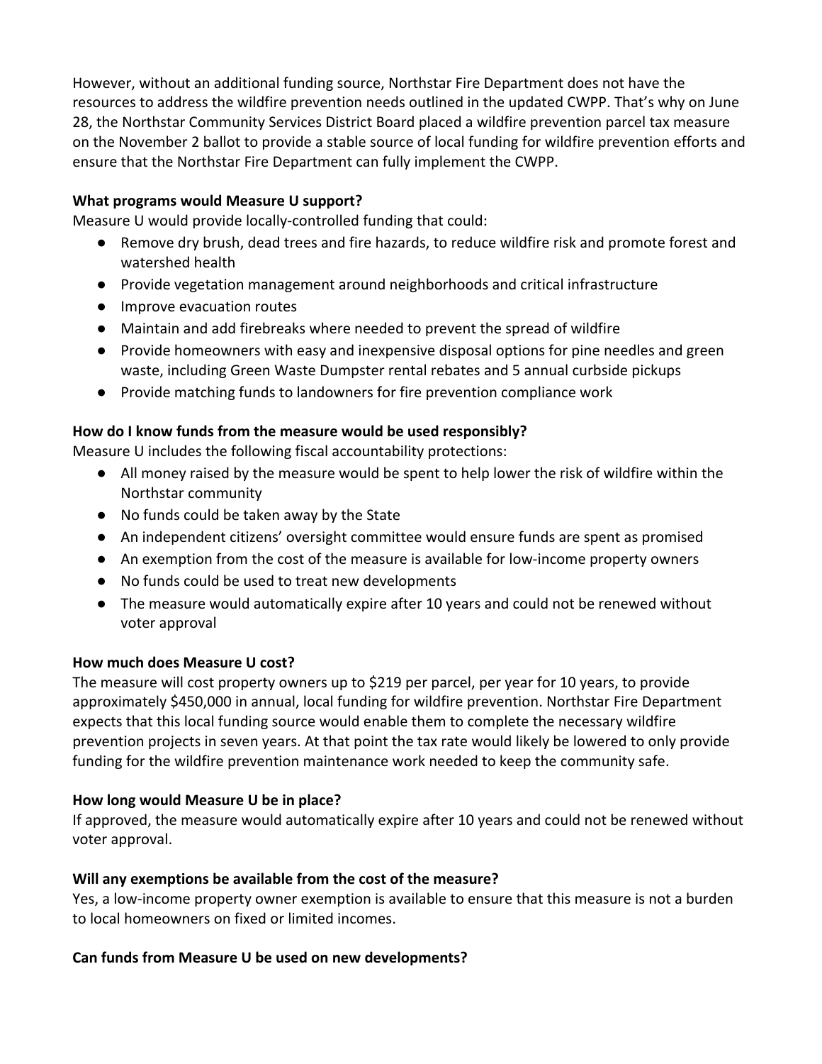However, without an additional funding source, Northstar Fire Department does not have the resources to address the wildfire prevention needs outlined in the updated CWPP. That's why on June 28, the Northstar Community Services District Board placed a wildfire prevention parcel tax measure on the November 2 ballot to provide a stable source of local funding for wildfire prevention efforts and ensure that the Northstar Fire Department can fully implement the CWPP.

**What programs would Measure U support?**

Measure U would provide locally-controlled funding that could:

- Remove dry brush, dead trees and fire hazards, to reduce wildfire risk and promote forest and watershed health
- Provide vegetation management around neighborhoods and critical infrastructure
- Improve evacuation routes
- Maintain and add firebreaks where needed to prevent the spread of wildfire
- Provide homeowners with easy and inexpensive disposal options for pine needles and green waste, including Green Waste Dumpster rental rebates and 5 annual curbside pickups
- Provide matching funds to landowners for fire prevention compliance work

**How do I know funds from the measure would be used responsibly?**

Measure U includes the following fiscal accountability protections:

- All money raised by the measure would be spent to help lower the risk of wildfire within the Northstar community
- No funds could be taken away by the State
- An independent citizens' oversight committee would ensure funds are spent as promised
- An exemption from the cost of the measure is available for low-income property owners
- No funds could be used to treat new developments
- The measure would automatically expire after 10 years and could not be renewed without voter approval

**How much does Measure U cost?**

The measure will cost property owners up to $219 per parcel, per year for 10 years, to provide approximately $450,000 in annual, local funding for wildfire prevention. Northstar Fire Department expects that this local funding source would enable them to complete the necessary wildfire prevention projects in seven years. At that point the tax rate would likely be lowered to only provide funding for the wildfire prevention maintenance work needed to keep the community safe.

**How long would Measure U be in place?**

If approved, the measure would automatically expire after 10 years and could not be renewed without voter approval.

**Will any exemptions be available from the cost of the measure?**

Yes, a low-income property owner exemption is available to ensure that this measure is not a burden to local homeowners on fixed or limited incomes.

**Can funds from Measure U be used on new developments?**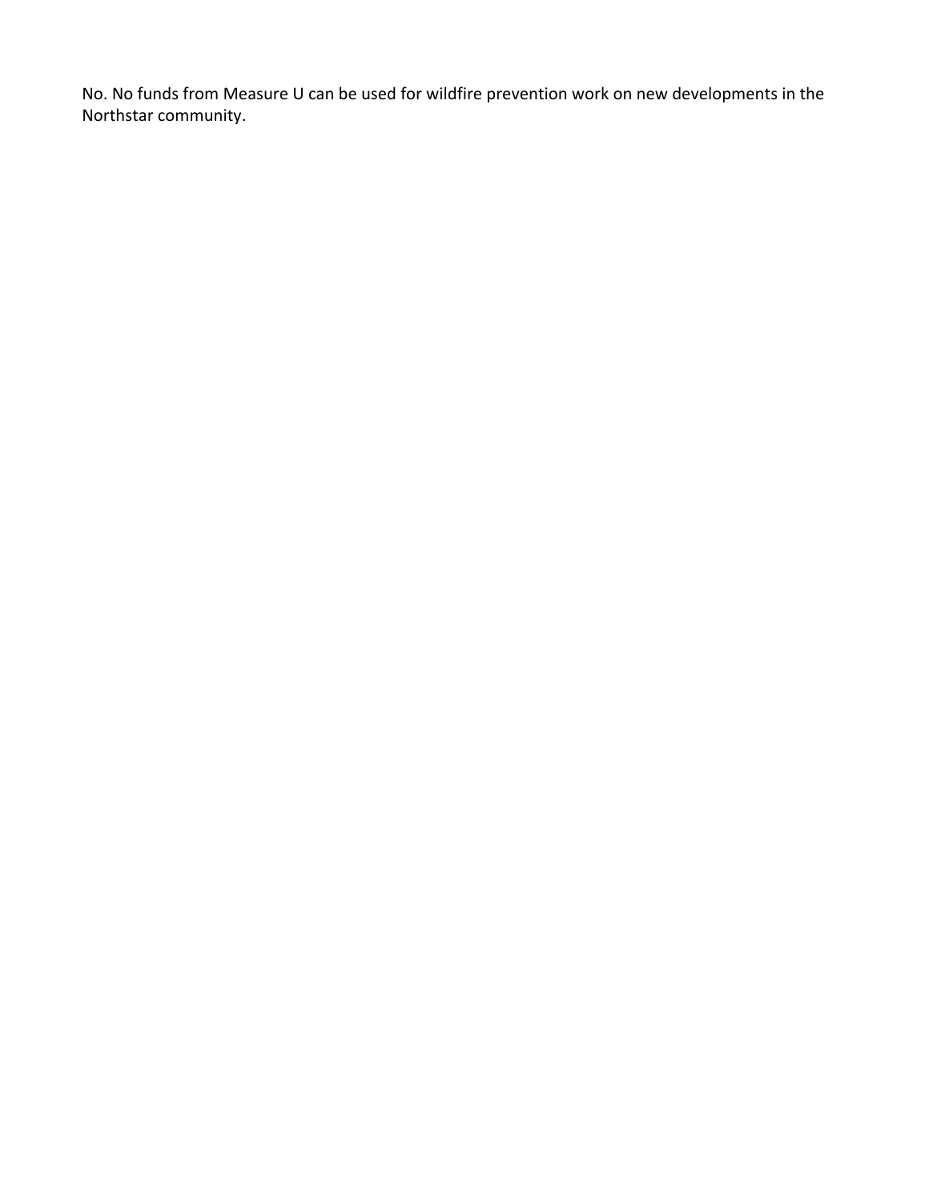No. No funds from Measure U can be used for wildfire prevention work on new developments in the Northstar community.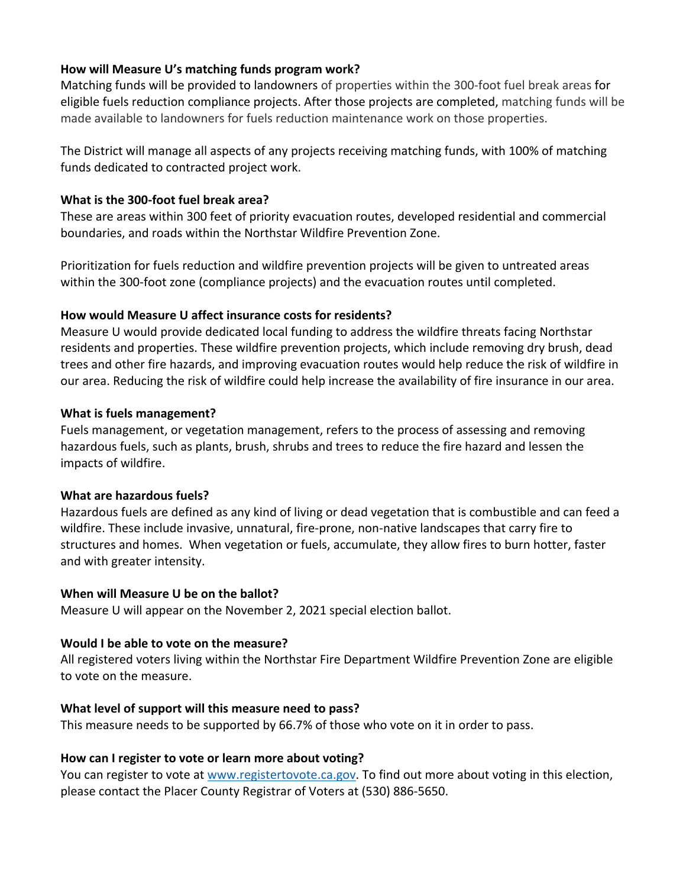**How will Measure U's matching funds program work?**
Matching funds will be provided to landowners of properties within the 300-foot fuel break areas for eligible fuels reduction compliance projects. After those projects are completed, matching funds will be made available to landowners for fuels reduction maintenance work on those properties.

The District will manage all aspects of any projects receiving matching funds, with 100% of matching funds dedicated to contracted project work.

**What is the 300-foot fuel break area?**
These are areas within 300 feet of priority evacuation routes, developed residential and commercial boundaries, and roads within the Northstar Wildfire Prevention Zone.

Prioritization for fuels reduction and wildfire prevention projects will be given to untreated areas within the 300-foot zone (compliance projects) and the evacuation routes until completed.

**How would Measure U affect insurance costs for residents?**
Measure U would provide dedicated local funding to address the wildfire threats facing Northstar residents and properties. These wildfire prevention projects, which include removing dry brush, dead trees and other fire hazards, and improving evacuation routes would help reduce the risk of wildfire in our area. Reducing the risk of wildfire could help increase the availability of fire insurance in our area.

**What is fuels management?**
Fuels management, or vegetation management, refers to the process of assessing and removing hazardous fuels, such as plants, brush, shrubs and trees to reduce the fire hazard and lessen the impacts of wildfire.

**What are hazardous fuels?**
Hazardous fuels are defined as any kind of living or dead vegetation that is combustible and can feed a wildfire. These include invasive, unnatural, fire-prone, non-native landscapes that carry fire to structures and homes. When vegetation or fuels, accumulate, they allow fires to burn hotter, faster and with greater intensity.

**When will Measure U be on the ballot?**
Measure U will appear on the November 2, 2021 special election ballot.

**Would I be able to vote on the measure?**
All registered voters living within the Northstar Fire Department Wildfire Prevention Zone are eligible to vote on the measure.

**What level of support will this measure need to pass?**
This measure needs to be supported by 66.7% of those who vote on it in order to pass.

**How can I register to vote or learn more about voting?**
You can register to vote at [www.registertovote.ca.gov](http://www.registertovote.ca.gov). To find out more about voting in this election, please contact the Placer County Registrar of Voters at (530) 886-5650.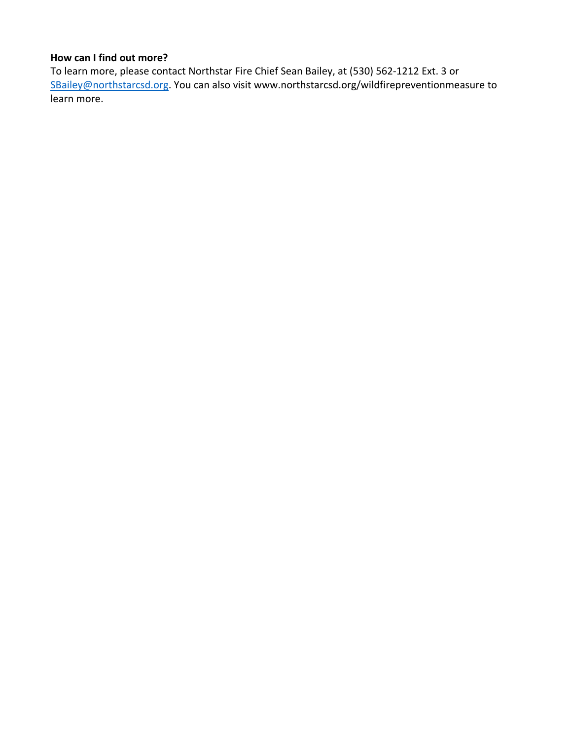**How can I find out more?**

To learn more, please contact Northstar Fire Chief Sean Bailey, at (530) 562-1212 Ext. 3 or SBailey@northstarcsd.org. You can also visit www.northstarcsd.org/wildfirepreventionmeasure to learn more.